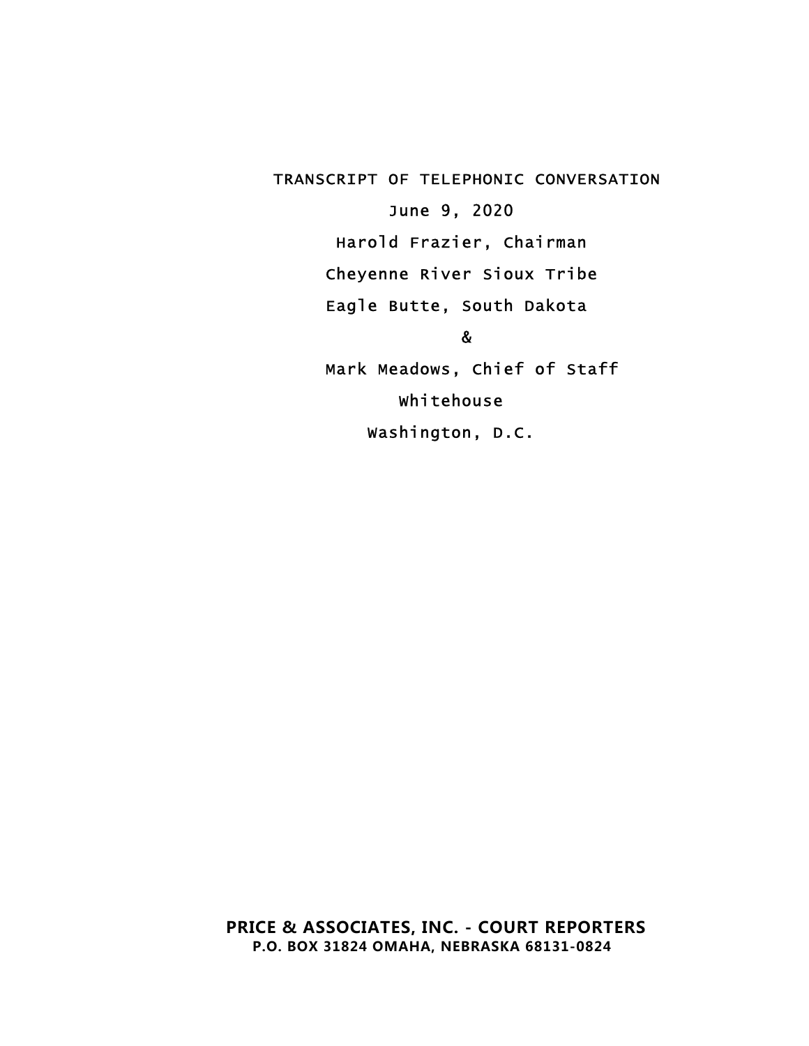TRANSCRIPT OF TELEPHONIC CONVERSATION

June 9, 2020

Harold Frazier, Chairman

Cheyenne River Sioux Tribe

Eagle Butte, South Dakota

&

Mark Meadows, Chief of Staff

Whitehouse

Washington, D.C.

**PRICE & ASSOCIATES, INC. - COURT REPORTERS**

**P.O. BOX 31824 OMAHA, NEBRASKA 68131-0824**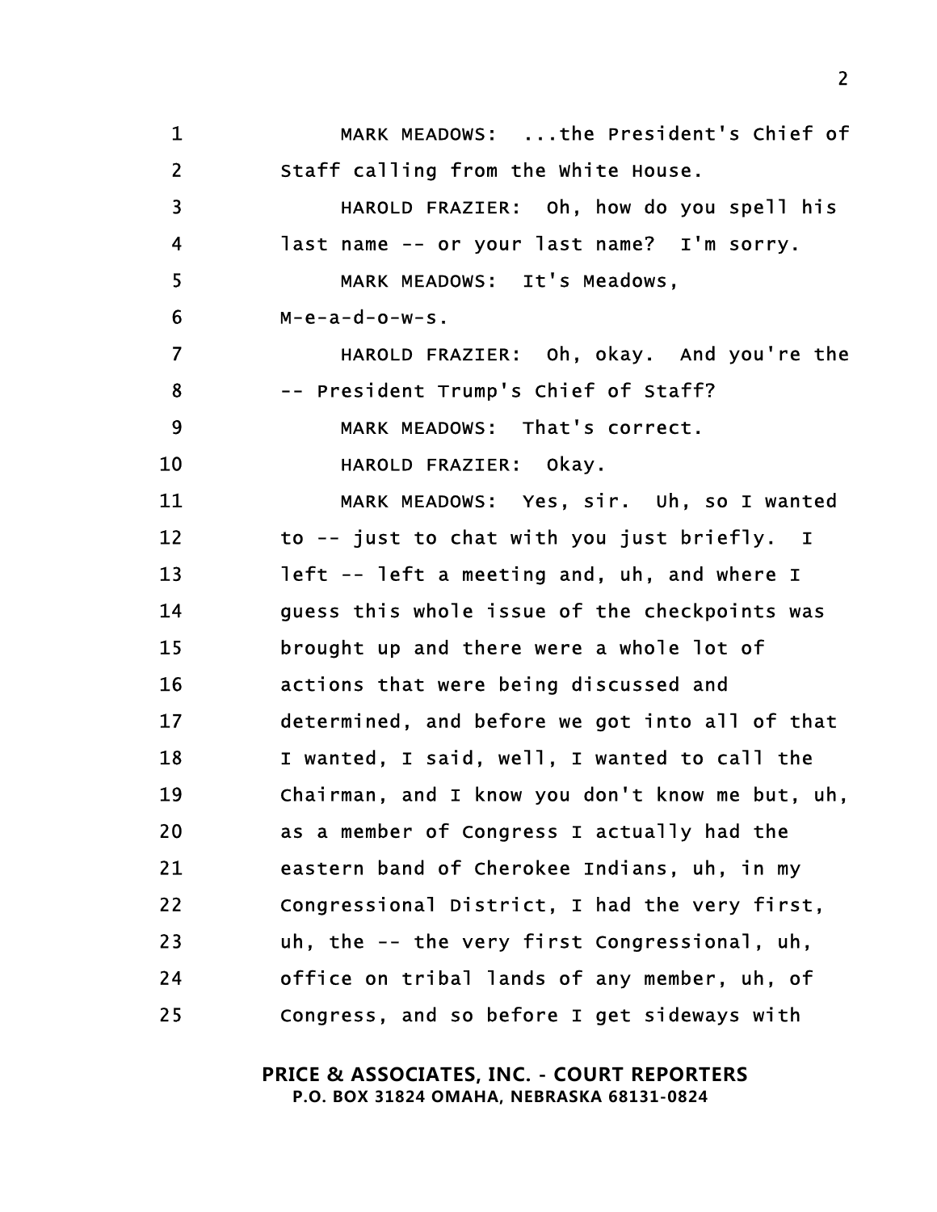MARK MEADOWS: ...the President's Chief of Staff calling from the White House.

HAROLD FRAZIER: Oh, how do you spell his last name -- or your last name? I'm sorry.

MARK MEADOWS: It's Meadows, M-e-a-d-o-w-s.

HAROLD FRAZIER: Oh, okay. And you're the -- President Trump's Chief of Staff?

MARK MEADOWS: That's correct.

HAROLD FRAZIER: Okay.

MARK MEADOWS: Yes, sir. Uh, so I wanted to -- just to chat with you just briefly. I left -- left a meeting and, uh, and where I guess this whole issue of the checkpoints was brought up and there were a whole lot of actions that were being discussed and determined, and before we got into all of that I wanted, I said, well, I wanted to call the Chairman, and I know you don't know me but, uh, as a member of Congress I actually had the eastern band of Cherokee Indians, uh, in my Congressional District, I had the very first, uh, the -- the very first Congressional, uh, office on tribal lands of any member, uh, of Congress, and so before I get sideways with

**PRICE & ASSOCIATES, INC. - COURT REPORTERS**
**P.O. BOX 31824 OMAHA, NEBRASKA 68131-0824**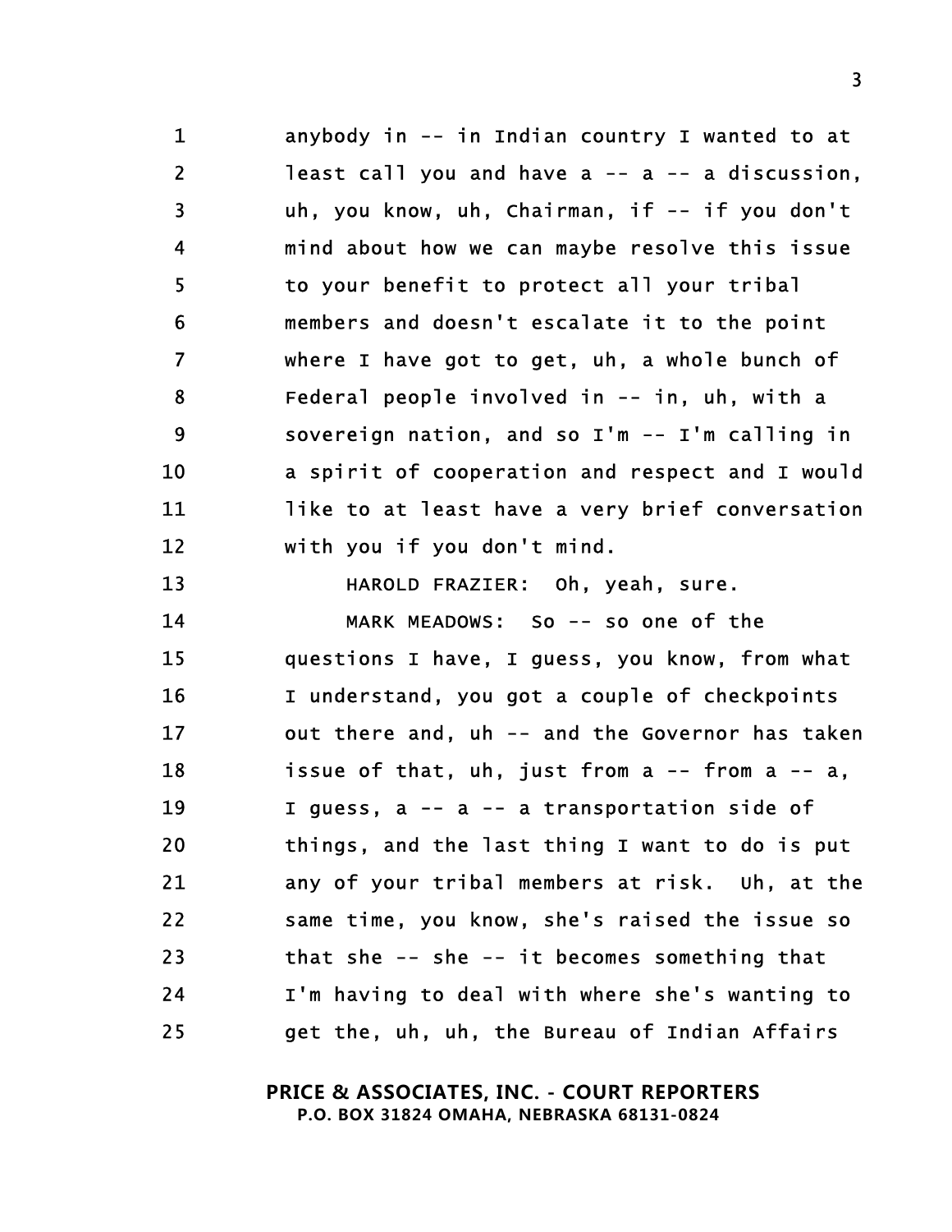anybody in -- in Indian country I wanted to at least call you and have a -- a -- a discussion, uh, you know, uh, Chairman, if -- if you don't mind about how we can maybe resolve this issue to your benefit to protect all your tribal members and doesn't escalate it to the point where I have got to get, uh, a whole bunch of Federal people involved in -- in, uh, with a sovereign nation, and so I'm -- I'm calling in a spirit of cooperation and respect and I would like to at least have a very brief conversation with you if you don't mind.

HAROLD FRAZIER: Oh, yeah, sure.

MARK MEADOWS: So -- so one of the questions I have, I guess, you know, from what I understand, you got a couple of checkpoints out there and, uh -- and the Governor has taken issue of that, uh, just from a -- from a -- a, I guess, a -- a -- a transportation side of things, and the last thing I want to do is put any of your tribal members at risk. Uh, at the same time, you know, she's raised the issue so that she -- she -- it becomes something that I'm having to deal with where she's wanting to get the, uh, uh, the Bureau of Indian Affairs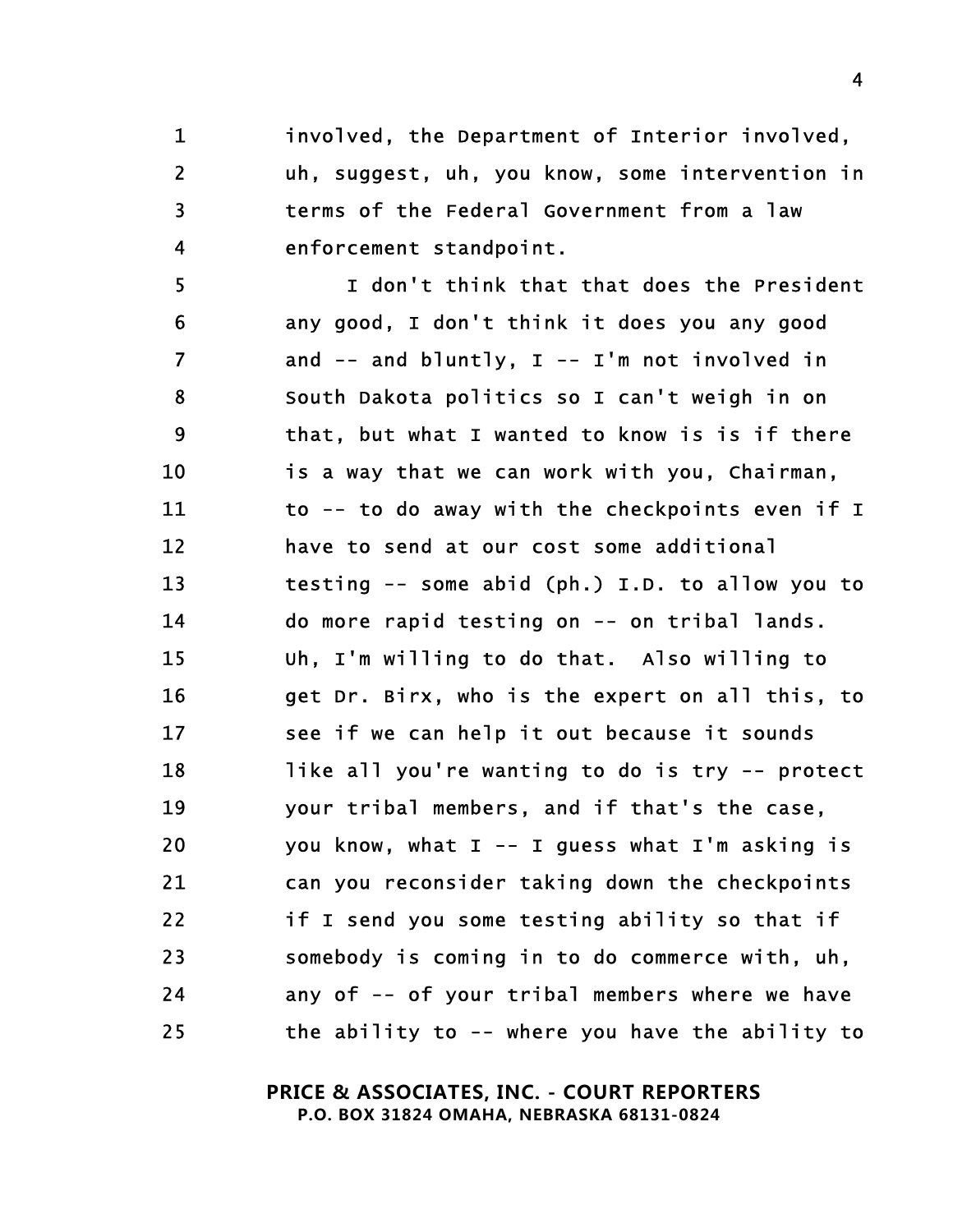involved, the Department of Interior involved, uh, suggest, uh, you know, some intervention in terms of the Federal Government from a law enforcement standpoint.

I don't think that that does the President any good, I don't think it does you any good and -- and bluntly, I -- I'm not involved in South Dakota politics so I can't weigh in on that, but what I wanted to know is is if there is a way that we can work with you, Chairman, to -- to do away with the checkpoints even if I have to send at our cost some additional testing -- some abid (ph.) I.D. to allow you to do more rapid testing on -- on tribal lands. Uh, I'm willing to do that. Also willing to get Dr. Birx, who is the expert on all this, to see if we can help it out because it sounds like all you're wanting to do is try -- protect your tribal members, and if that's the case, you know, what I -- I guess what I'm asking is can you reconsider taking down the checkpoints if I send you some testing ability so that if somebody is coming in to do commerce with, uh, any of -- of your tribal members where we have the ability to -- where you have the ability to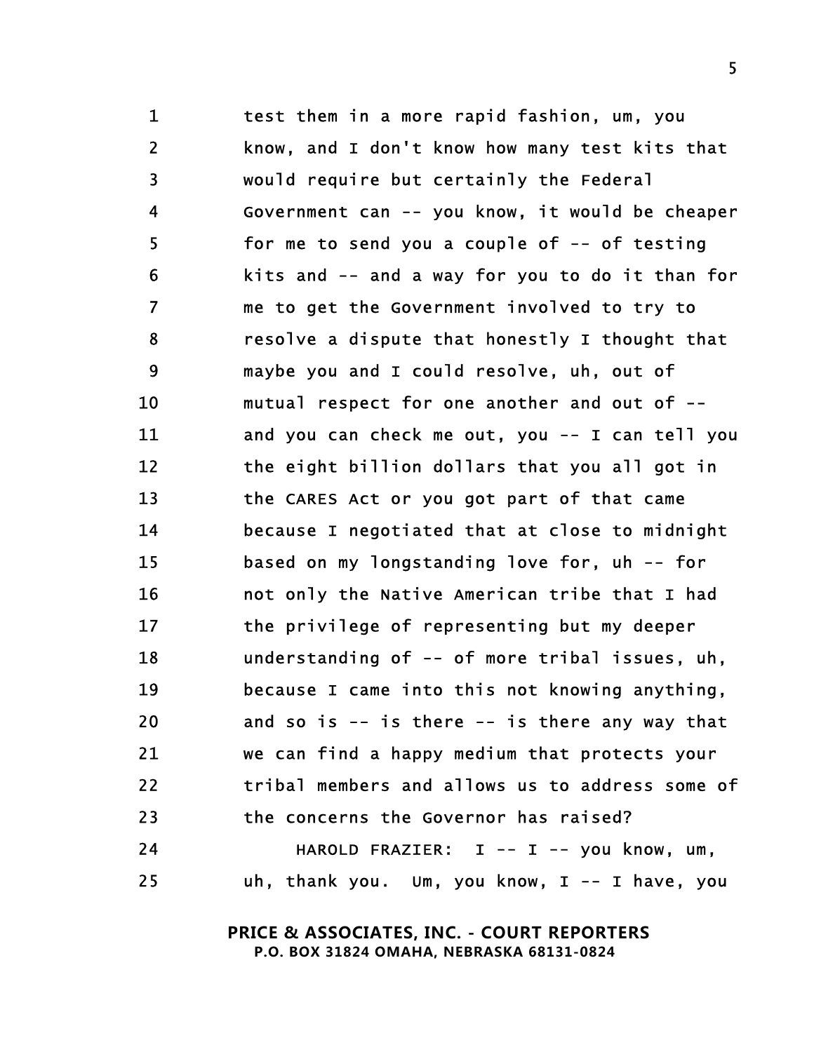1 test them in a more rapid fashion, um, you
2 know, and I don't know how many test kits that
3 would require but certainly the Federal
4 Government can -- you know, it would be cheaper
5 for me to send you a couple of -- of testing
6 kits and -- and a way for you to do it than for
7 me to get the Government involved to try to
8 resolve a dispute that honestly I thought that
9 maybe you and I could resolve, uh, out of
10 mutual respect for one another and out of --
11 and you can check me out, you -- I can tell you
12 the eight billion dollars that you all got in
13 the CARES Act or you got part of that came
14 because I negotiated that at close to midnight
15 based on my longstanding love for, uh -- for
16 not only the Native American tribe that I had
17 the privilege of representing but my deeper
18 understanding of -- of more tribal issues, uh,
19 because I came into this not knowing anything,
20 and so is -- is there -- is there any way that
21 we can find a happy medium that protects your
22 tribal members and allows us to address some of
23 the concerns the Governor has raised?
24 HAROLD FRAZIER: I -- I -- you know, um,
25 uh, thank you. Um, you know, I -- I have, you

**PRICE & ASSOCIATES, INC. - COURT REPORTERS**
**P.O. BOX 31824 OMAHA, NEBRASKA 68131-0824**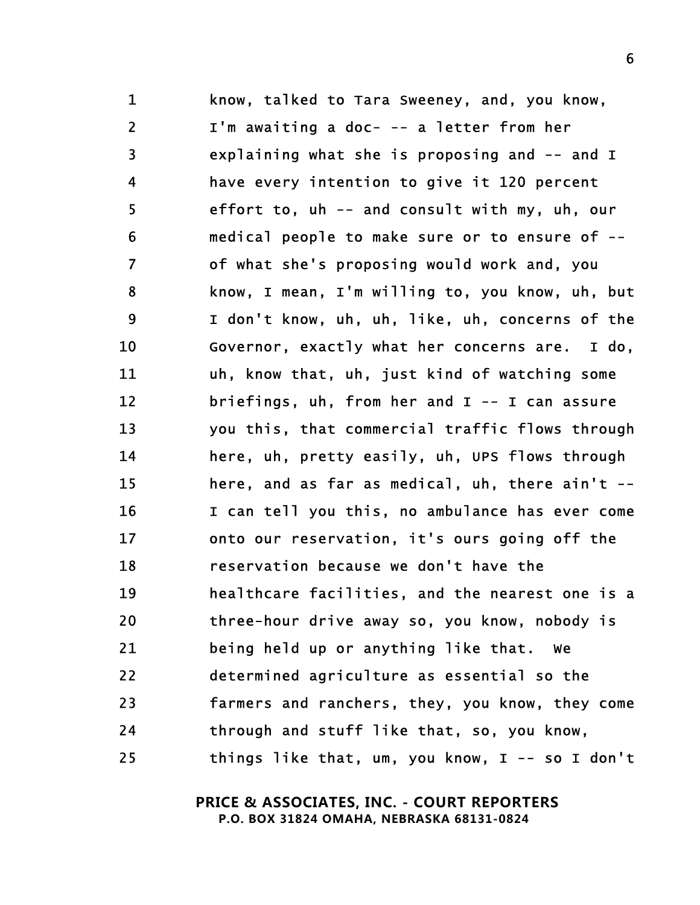1 know, talked to Tara Sweeney, and, you know,
2 I'm awaiting a doc- -- a letter from her
3 explaining what she is proposing and -- and I
4 have every intention to give it 120 percent
5 effort to, uh -- and consult with my, uh, our
6 medical people to make sure or to ensure of --
7 of what she's proposing would work and, you
8 know, I mean, I'm willing to, you know, uh, but
9 I don't know, uh, uh, like, uh, concerns of the
10 Governor, exactly what her concerns are. I do,
11 uh, know that, uh, just kind of watching some
12 briefings, uh, from her and I -- I can assure
13 you this, that commercial traffic flows through
14 here, uh, pretty easily, uh, UPS flows through
15 here, and as far as medical, uh, there ain't --
16 I can tell you this, no ambulance has ever come
17 onto our reservation, it's ours going off the
18 reservation because we don't have the
19 healthcare facilities, and the nearest one is a
20 three-hour drive away so, you know, nobody is
21 being held up or anything like that. We
22 determined agriculture as essential so the
23 farmers and ranchers, they, you know, they come
24 through and stuff like that, so, you know,
25 things like that, um, you know, I -- so I don't

**PRICE & ASSOCIATES, INC. - COURT REPORTERS**
**P.O. BOX 31824 OMAHA, NEBRASKA 68131-0824**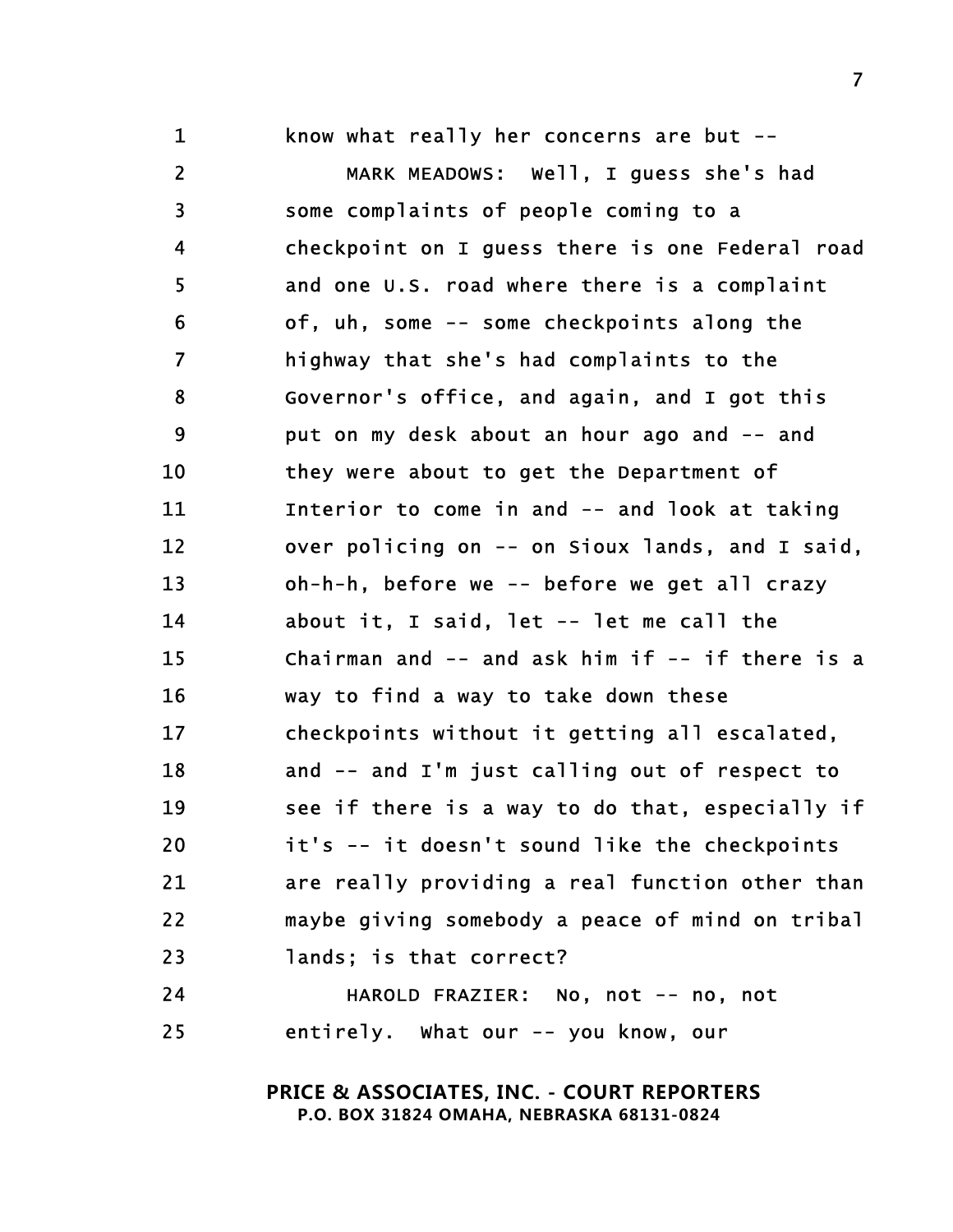know what really her concerns are but --

MARK MEADOWS: Well, I guess she's had some complaints of people coming to a checkpoint on I guess there is one Federal road and one U.S. road where there is a complaint of, uh, some -- some checkpoints along the highway that she's had complaints to the Governor's office, and again, and I got this put on my desk about an hour ago and -- and they were about to get the Department of Interior to come in and -- and look at taking over policing on -- on Sioux lands, and I said, oh-h-h, before we -- before we get all crazy about it, I said, let -- let me call the Chairman and -- and ask him if -- if there is a way to find a way to take down these checkpoints without it getting all escalated, and -- and I'm just calling out of respect to see if there is a way to do that, especially if it's -- it doesn't sound like the checkpoints are really providing a real function other than maybe giving somebody a peace of mind on tribal lands; is that correct?

HAROLD FRAZIER: No, not -- no, not entirely. What our -- you know, our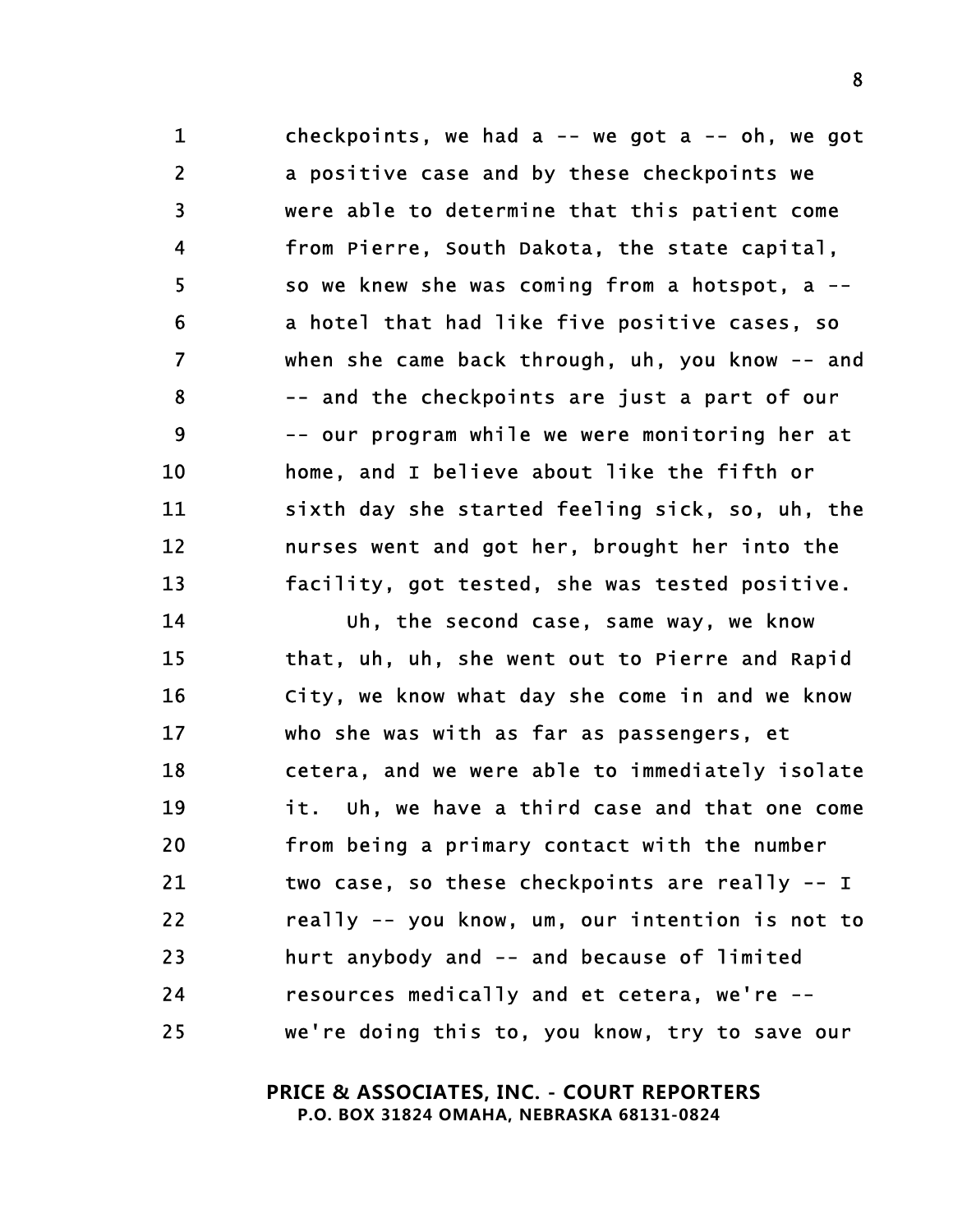checkpoints, we had a -- we got a -- oh, we got a positive case and by these checkpoints we were able to determine that this patient come from Pierre, South Dakota, the state capital, so we knew she was coming from a hotspot, a -- a hotel that had like five positive cases, so when she came back through, uh, you know -- and -- and the checkpoints are just a part of our -- our program while we were monitoring her at home, and I believe about like the fifth or sixth day she started feeling sick, so, uh, the nurses went and got her, brought her into the facility, got tested, she was tested positive.

Uh, the second case, same way, we know that, uh, uh, she went out to Pierre and Rapid City, we know what day she come in and we know who she was with as far as passengers, et cetera, and we were able to immediately isolate it. Uh, we have a third case and that one come from being a primary contact with the number two case, so these checkpoints are really -- I really -- you know, um, our intention is not to hurt anybody and -- and because of limited resources medically and et cetera, we're -- we're doing this to, you know, try to save our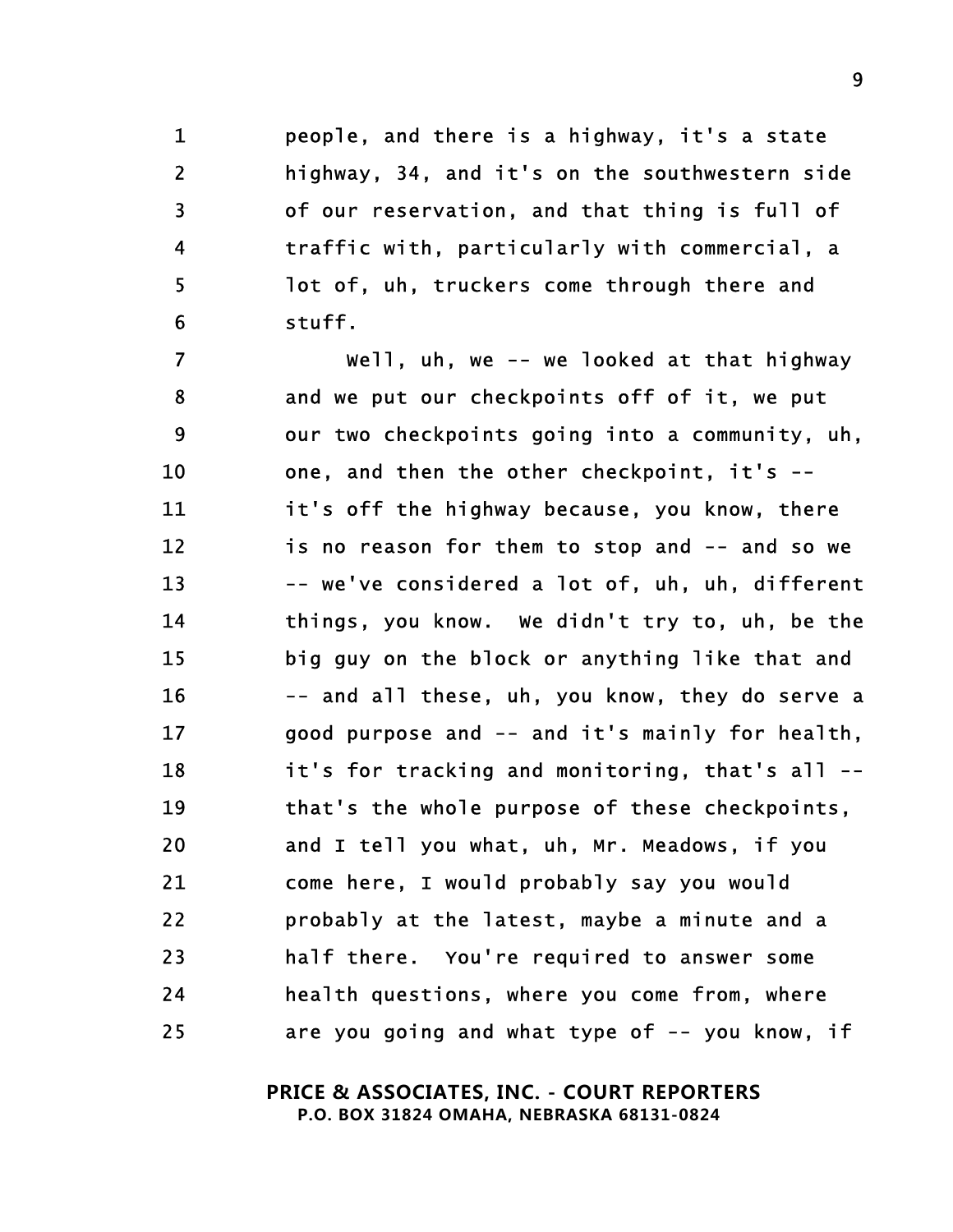people, and there is a highway, it's a state highway, 34, and it's on the southwestern side of our reservation, and that thing is full of traffic with, particularly with commercial, a lot of, uh, truckers come through there and stuff.

Well, uh, we -- we looked at that highway and we put our checkpoints off of it, we put our two checkpoints going into a community, uh, one, and then the other checkpoint, it's -- it's off the highway because, you know, there is no reason for them to stop and -- and so we -- we've considered a lot of, uh, uh, different things, you know. We didn't try to, uh, be the big guy on the block or anything like that and -- and all these, uh, you know, they do serve a good purpose and -- and it's mainly for health, it's for tracking and monitoring, that's all -- that's the whole purpose of these checkpoints, and I tell you what, uh, Mr. Meadows, if you come here, I would probably say you would probably at the latest, maybe a minute and a half there. You're required to answer some health questions, where you come from, where are you going and what type of -- you know, if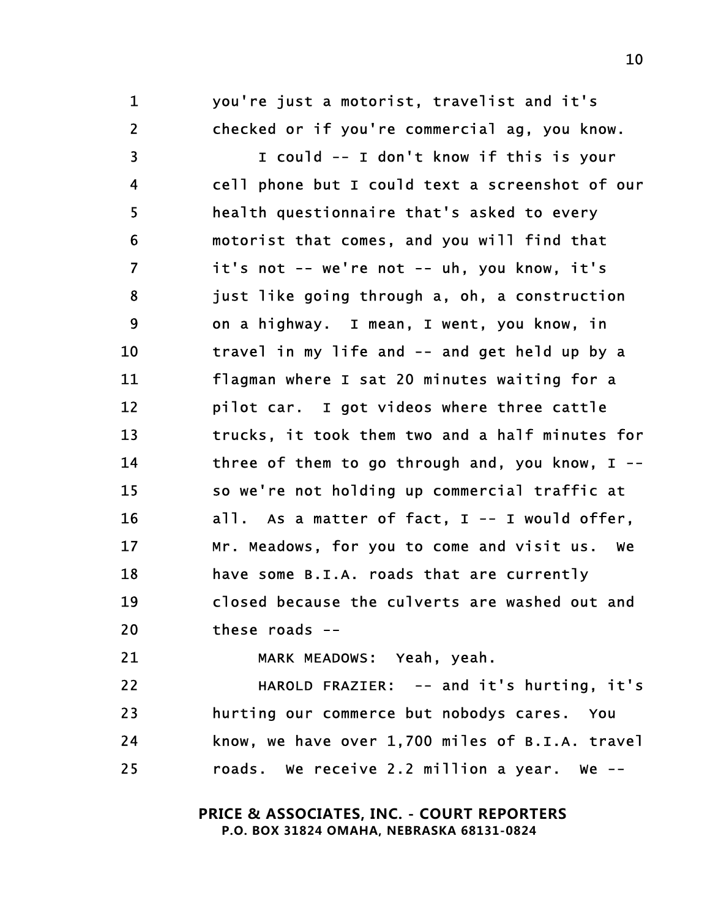you're just a motorist, travelist and it's checked or if you're commercial ag, you know.

I could -- I don't know if this is your cell phone but I could text a screenshot of our health questionnaire that's asked to every motorist that comes, and you will find that it's not -- we're not -- uh, you know, it's just like going through a, oh, a construction on a highway. I mean, I went, you know, in travel in my life and -- and get held up by a flagman where I sat 20 minutes waiting for a pilot car. I got videos where three cattle trucks, it took them two and a half minutes for three of them to go through and, you know, I -- so we're not holding up commercial traffic at all. As a matter of fact, I -- I would offer, Mr. Meadows, for you to come and visit us. We have some B.I.A. roads that are currently closed because the culverts are washed out and these roads --

MARK MEADOWS: Yeah, yeah.

HAROLD FRAZIER: -- and it's hurting, it's hurting our commerce but nobodys cares. You know, we have over 1,700 miles of B.I.A. travel roads. We receive 2.2 million a year. We --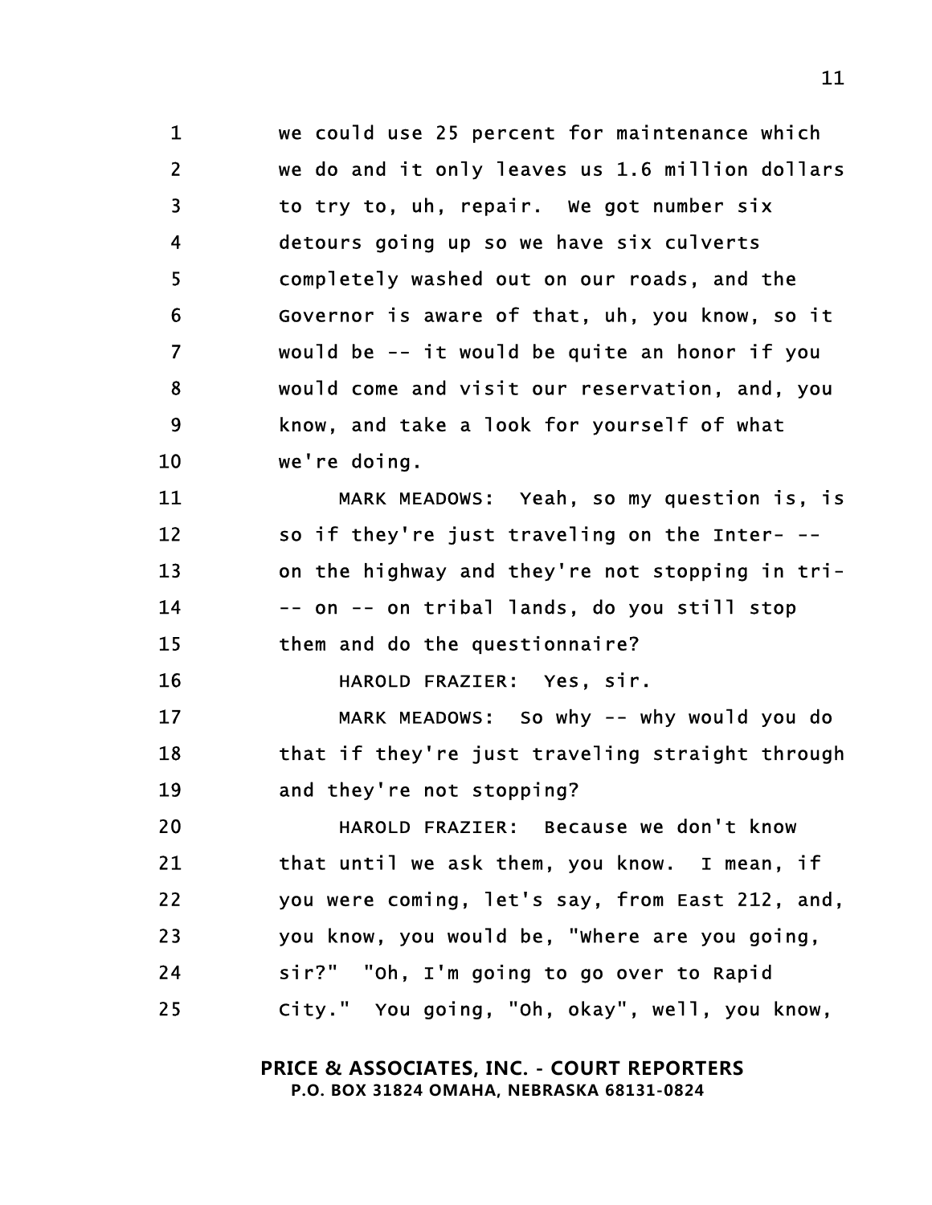we could use 25 percent for maintenance which we do and it only leaves us 1.6 million dollars to try to, uh, repair. We got number six detours going up so we have six culverts completely washed out on our roads, and the Governor is aware of that, uh, you know, so it would be -- it would be quite an honor if you would come and visit our reservation, and, you know, and take a look for yourself of what we're doing.

MARK MEADOWS: Yeah, so my question is, is so if they're just traveling on the Inter- -- on the highway and they're not stopping in tri- -- on -- on tribal lands, do you still stop them and do the questionnaire?

HAROLD FRAZIER: Yes, sir.

MARK MEADOWS: So why -- why would you do that if they're just traveling straight through and they're not stopping?

HAROLD FRAZIER: Because we don't know that until we ask them, you know. I mean, if you were coming, let's say, from East 212, and, you know, you would be, "Where are you going, sir?" "Oh, I'm going to go over to Rapid City." You going, "Oh, okay", well, you know,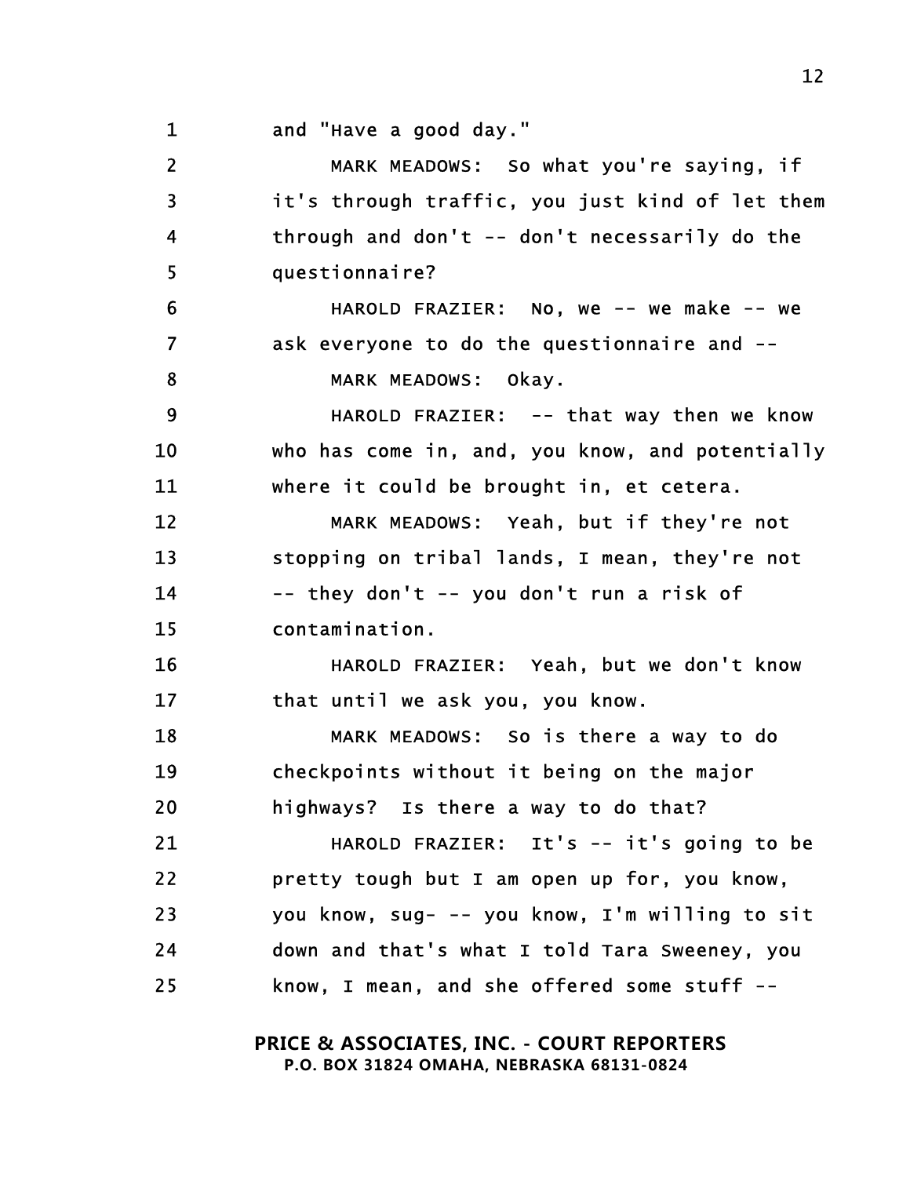1 and "Have a good day."

2 MARK MEADOWS: So what you're saying, if
3 it's through traffic, you just kind of let them
4 through and don't -- don't necessarily do the
5 questionnaire?

6 HAROLD FRAZIER: No, we -- we make -- we
7 ask everyone to do the questionnaire and --

8 MARK MEADOWS: Okay.

9 HAROLD FRAZIER: -- that way then we know
10 who has come in, and, you know, and potentially
11 where it could be brought in, et cetera.

12 MARK MEADOWS: Yeah, but if they're not
13 stopping on tribal lands, I mean, they're not
14 -- they don't -- you don't run a risk of
15 contamination.

16 HAROLD FRAZIER: Yeah, but we don't know
17 that until we ask you, you know.

18 MARK MEADOWS: So is there a way to do
19 checkpoints without it being on the major
20 highways? Is there a way to do that?

21 HAROLD FRAZIER: It's -- it's going to be
22 pretty tough but I am open up for, you know,
23 you know, sug- -- you know, I'm willing to sit
24 down and that's what I told Tara Sweeney, you
25 know, I mean, and she offered some stuff --

**PRICE & ASSOCIATES, INC. - COURT REPORTERS**
**P.O. BOX 31824 OMAHA, NEBRASKA 68131-0824**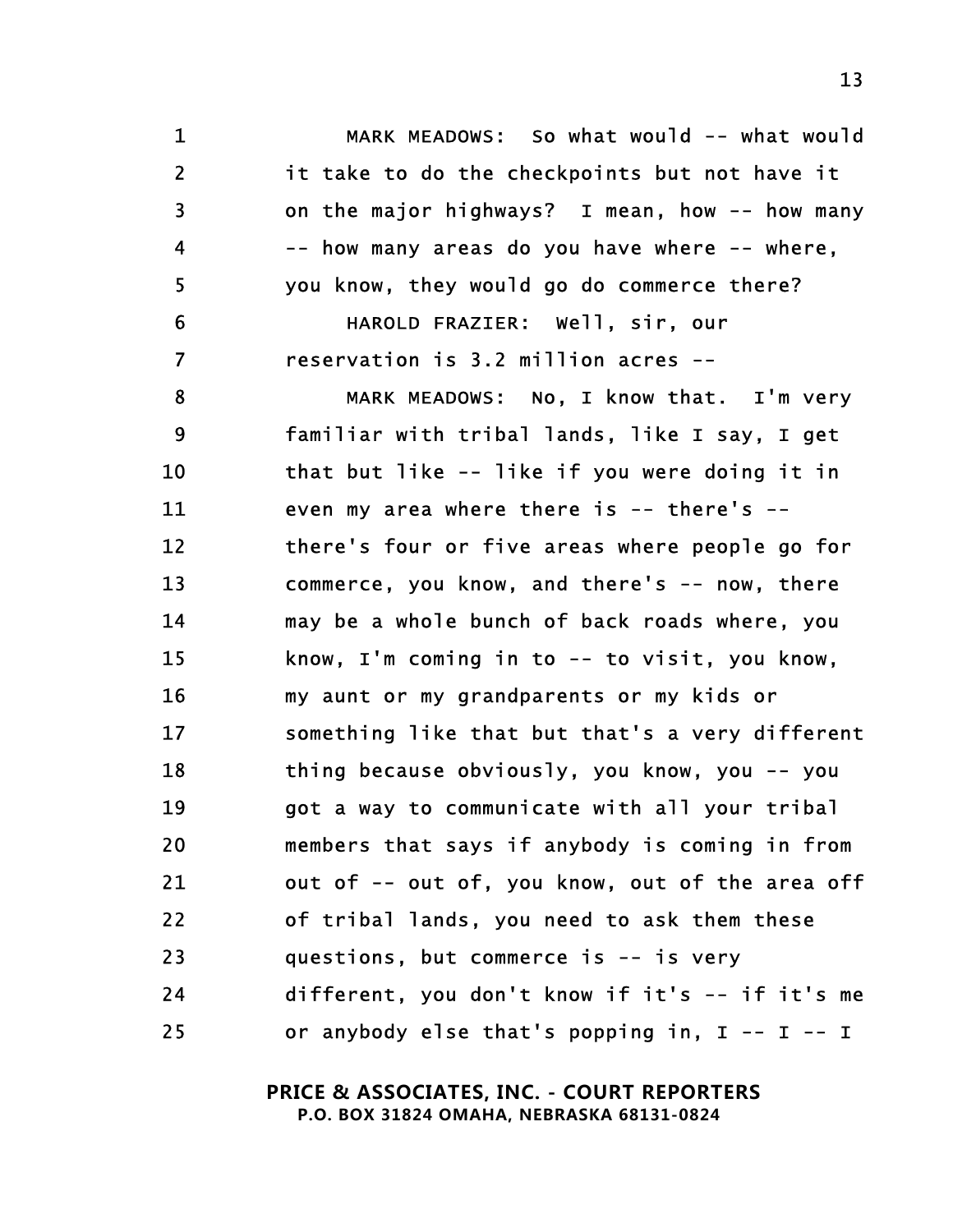MARK MEADOWS: So what would -- what would it take to do the checkpoints but not have it on the major highways? I mean, how -- how many -- how many areas do you have where -- where, you know, they would go do commerce there?

HAROLD FRAZIER: Well, sir, our reservation is 3.2 million acres --

MARK MEADOWS: No, I know that. I'm very familiar with tribal lands, like I say, I get that but like -- like if you were doing it in even my area where there is -- there's -- there's four or five areas where people go for commerce, you know, and there's -- now, there may be a whole bunch of back roads where, you know, I'm coming in to -- to visit, you know, my aunt or my grandparents or my kids or something like that but that's a very different thing because obviously, you know, you -- you got a way to communicate with all your tribal members that says if anybody is coming in from out of -- out of, you know, out of the area off of tribal lands, you need to ask them these questions, but commerce is -- is very different, you don't know if it's -- if it's me or anybody else that's popping in, I -- I -- I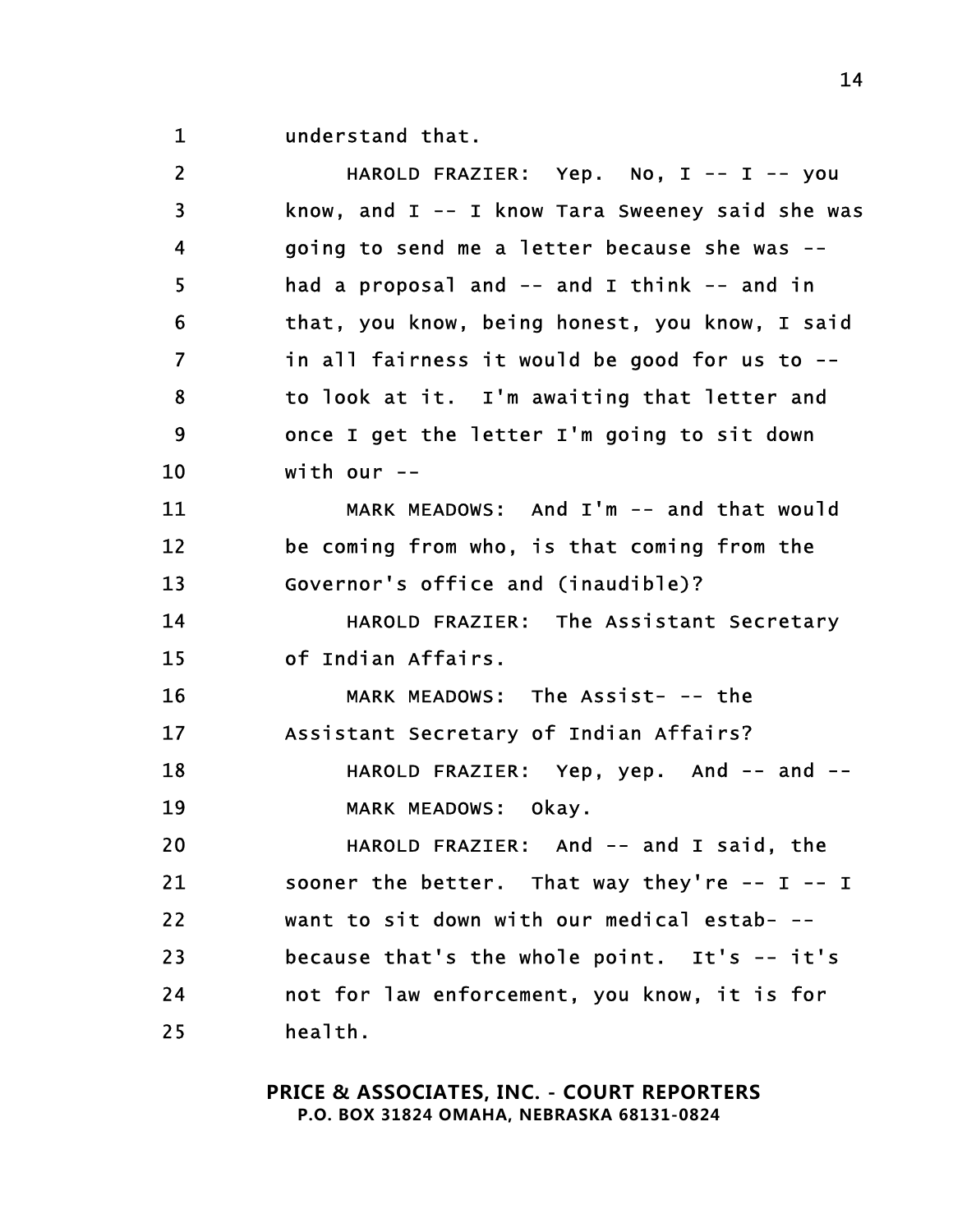understand that.

HAROLD FRAZIER: Yep. No, I -- I -- you know, and I -- I know Tara Sweeney said she was going to send me a letter because she was -- had a proposal and -- and I think -- and in that, you know, being honest, you know, I said in all fairness it would be good for us to -- to look at it. I'm awaiting that letter and once I get the letter I'm going to sit down with our --

MARK MEADOWS: And I'm -- and that would be coming from who, is that coming from the Governor's office and (inaudible)?

HAROLD FRAZIER: The Assistant Secretary of Indian Affairs.

MARK MEADOWS: The Assist- -- the Assistant Secretary of Indian Affairs?

HAROLD FRAZIER: Yep, yep. And -- and --

MARK MEADOWS: Okay.

HAROLD FRAZIER: And -- and I said, the sooner the better. That way they're -- I -- I want to sit down with our medical estab- -- because that's the whole point. It's -- it's not for law enforcement, you know, it is for health.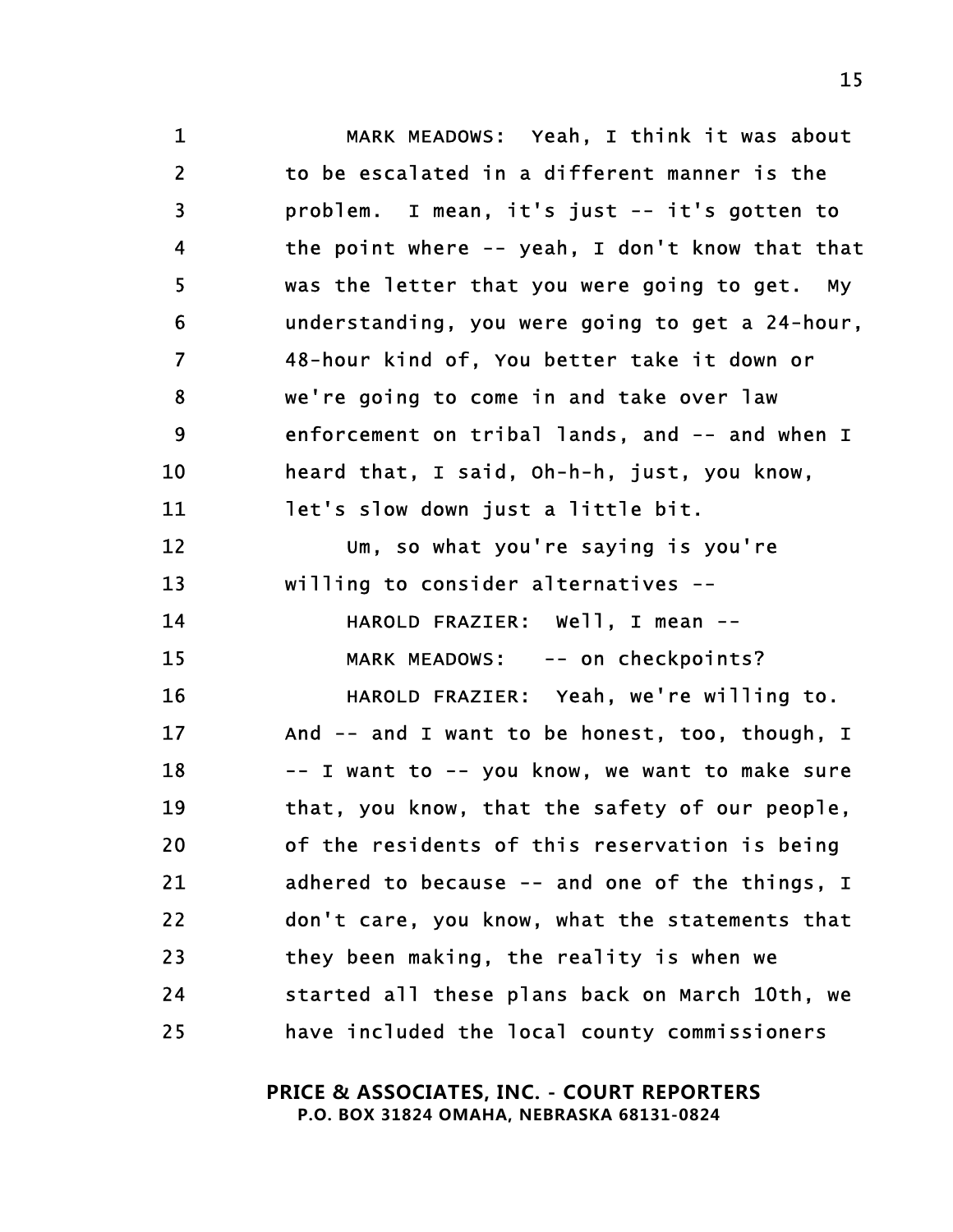MARK MEADOWS: Yeah, I think it was about to be escalated in a different manner is the problem. I mean, it's just -- it's gotten to the point where -- yeah, I don't know that that was the letter that you were going to get. My understanding, you were going to get a 24-hour, 48-hour kind of, You better take it down or we're going to come in and take over law enforcement on tribal lands, and -- and when I heard that, I said, Oh-h-h, just, you know, let's slow down just a little bit.

Um, so what you're saying is you're willing to consider alternatives --

HAROLD FRAZIER: Well, I mean --

MARK MEADOWS: -- on checkpoints?

HAROLD FRAZIER: Yeah, we're willing to. And -- and I want to be honest, too, though, I -- I want to -- you know, we want to make sure that, you know, that the safety of our people, of the residents of this reservation is being adhered to because -- and one of the things, I don't care, you know, what the statements that they been making, the reality is when we started all these plans back on March 10th, we have included the local county commissioners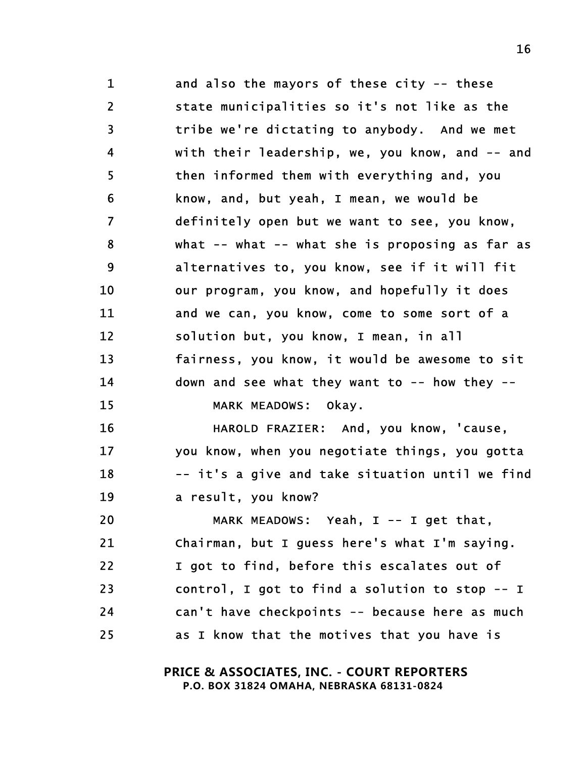and also the mayors of these city -- these state municipalities so it's not like as the tribe we're dictating to anybody. And we met with their leadership, we, you know, and -- and then informed them with everything and, you know, and, but yeah, I mean, we would be definitely open but we want to see, you know, what -- what -- what she is proposing as far as alternatives to, you know, see if it will fit our program, you know, and hopefully it does and we can, you know, come to some sort of a solution but, you know, I mean, in all fairness, you know, it would be awesome to sit down and see what they want to -- how they --

MARK MEADOWS: Okay.

HAROLD FRAZIER: And, you know, 'cause, you know, when you negotiate things, you gotta -- it's a give and take situation until we find a result, you know?

MARK MEADOWS: Yeah, I -- I get that, Chairman, but I guess here's what I'm saying. I got to find, before this escalates out of control, I got to find a solution to stop -- I can't have checkpoints -- because here as much as I know that the motives that you have is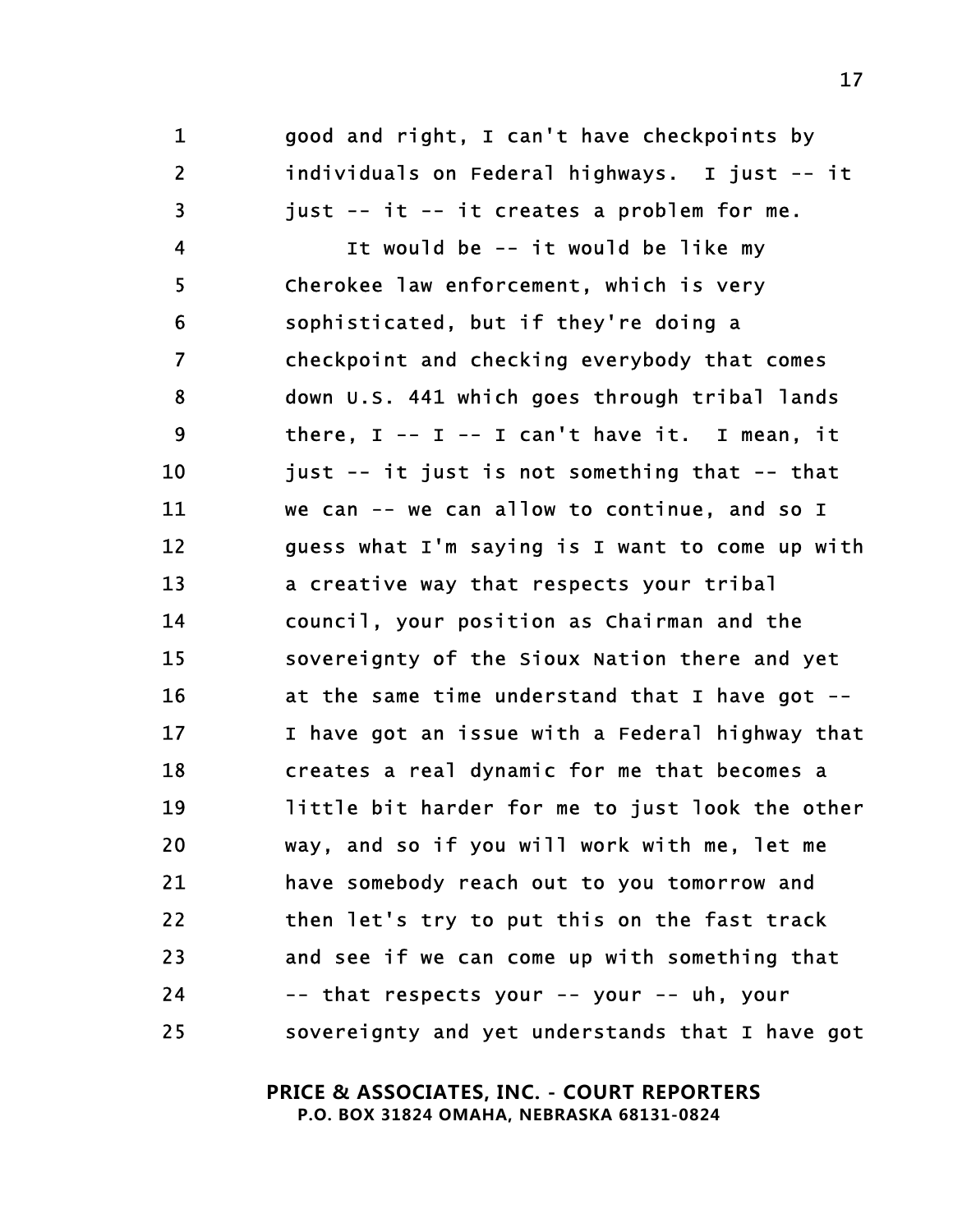good and right, I can't have checkpoints by individuals on Federal highways. I just -- it just -- it -- it creates a problem for me.

It would be -- it would be like my Cherokee law enforcement, which is very sophisticated, but if they're doing a checkpoint and checking everybody that comes down U.S. 441 which goes through tribal lands there, I -- I -- I can't have it. I mean, it just -- it just is not something that -- that we can -- we can allow to continue, and so I guess what I'm saying is I want to come up with a creative way that respects your tribal council, your position as Chairman and the sovereignty of the Sioux Nation there and yet at the same time understand that I have got -- I have got an issue with a Federal highway that creates a real dynamic for me that becomes a little bit harder for me to just look the other way, and so if you will work with me, let me have somebody reach out to you tomorrow and then let's try to put this on the fast track and see if we can come up with something that -- that respects your -- your -- uh, your sovereignty and yet understands that I have got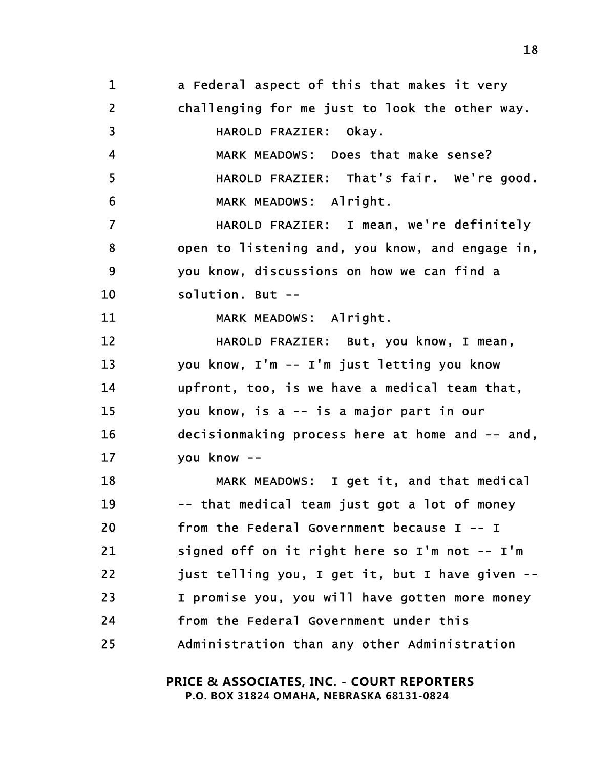a Federal aspect of this that makes it very challenging for me just to look the other way.

HAROLD FRAZIER: Okay.

MARK MEADOWS: Does that make sense?

HAROLD FRAZIER: That's fair. We're good.

MARK MEADOWS: Alright.

HAROLD FRAZIER: I mean, we're definitely open to listening and, you know, and engage in, you know, discussions on how we can find a solution. But --

MARK MEADOWS: Alright.

HAROLD FRAZIER: But, you know, I mean, you know, I'm -- I'm just letting you know upfront, too, is we have a medical team that, you know, is a -- is a major part in our decisionmaking process here at home and -- and, you know --

MARK MEADOWS: I get it, and that medical -- that medical team just got a lot of money from the Federal Government because I -- I signed off on it right here so I'm not -- I'm just telling you, I get it, but I have given -- I promise you, you will have gotten more money from the Federal Government under this Administration than any other Administration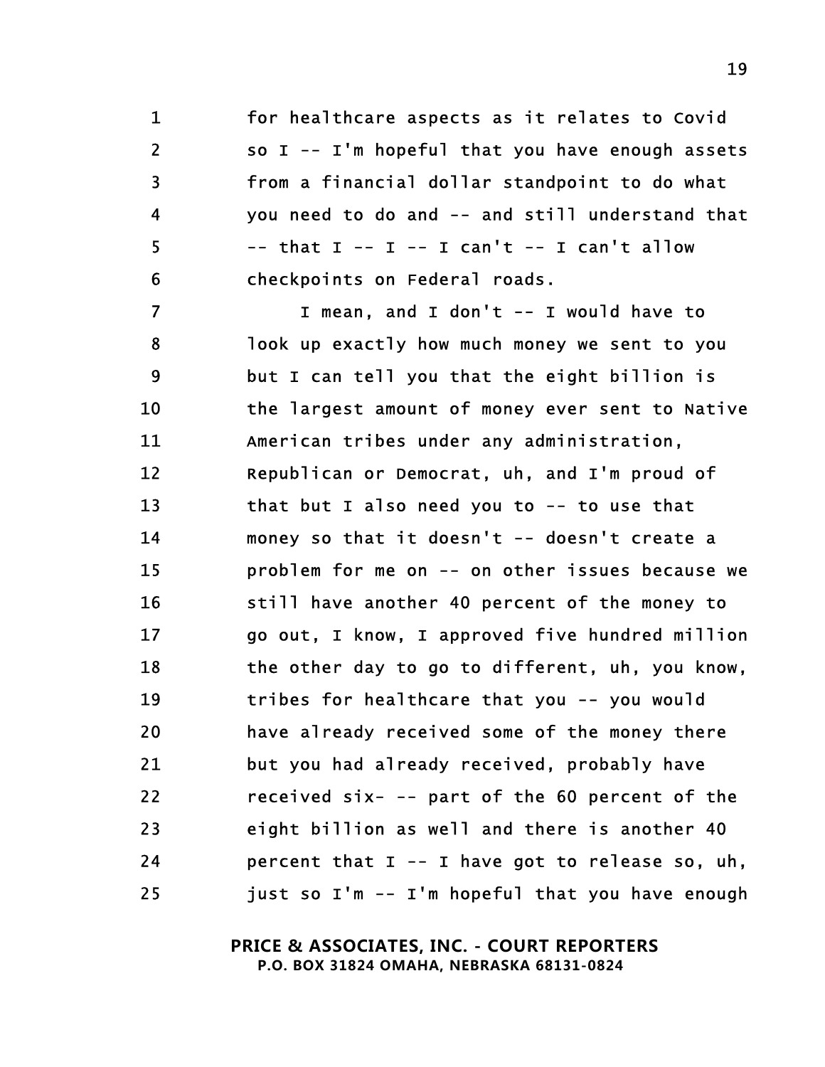1 for healthcare aspects as it relates to Covid
2 so I -- I'm hopeful that you have enough assets
3 from a financial dollar standpoint to do what
4 you need to do and -- and still understand that
5 -- that I -- I -- I can't -- I can't allow
6 checkpoints on Federal roads.
7 I mean, and I don't -- I would have to
8 look up exactly how much money we sent to you
9 but I can tell you that the eight billion is
10 the largest amount of money ever sent to Native
11 American tribes under any administration,
12 Republican or Democrat, uh, and I'm proud of
13 that but I also need you to -- to use that
14 money so that it doesn't -- doesn't create a
15 problem for me on -- on other issues because we
16 still have another 40 percent of the money to
17 go out, I know, I approved five hundred million
18 the other day to go to different, uh, you know,
19 tribes for healthcare that you -- you would
20 have already received some of the money there
21 but you had already received, probably have
22 received six- -- part of the 60 percent of the
23 eight billion as well and there is another 40
24 percent that I -- I have got to release so, uh,
25 just so I'm -- I'm hopeful that you have enough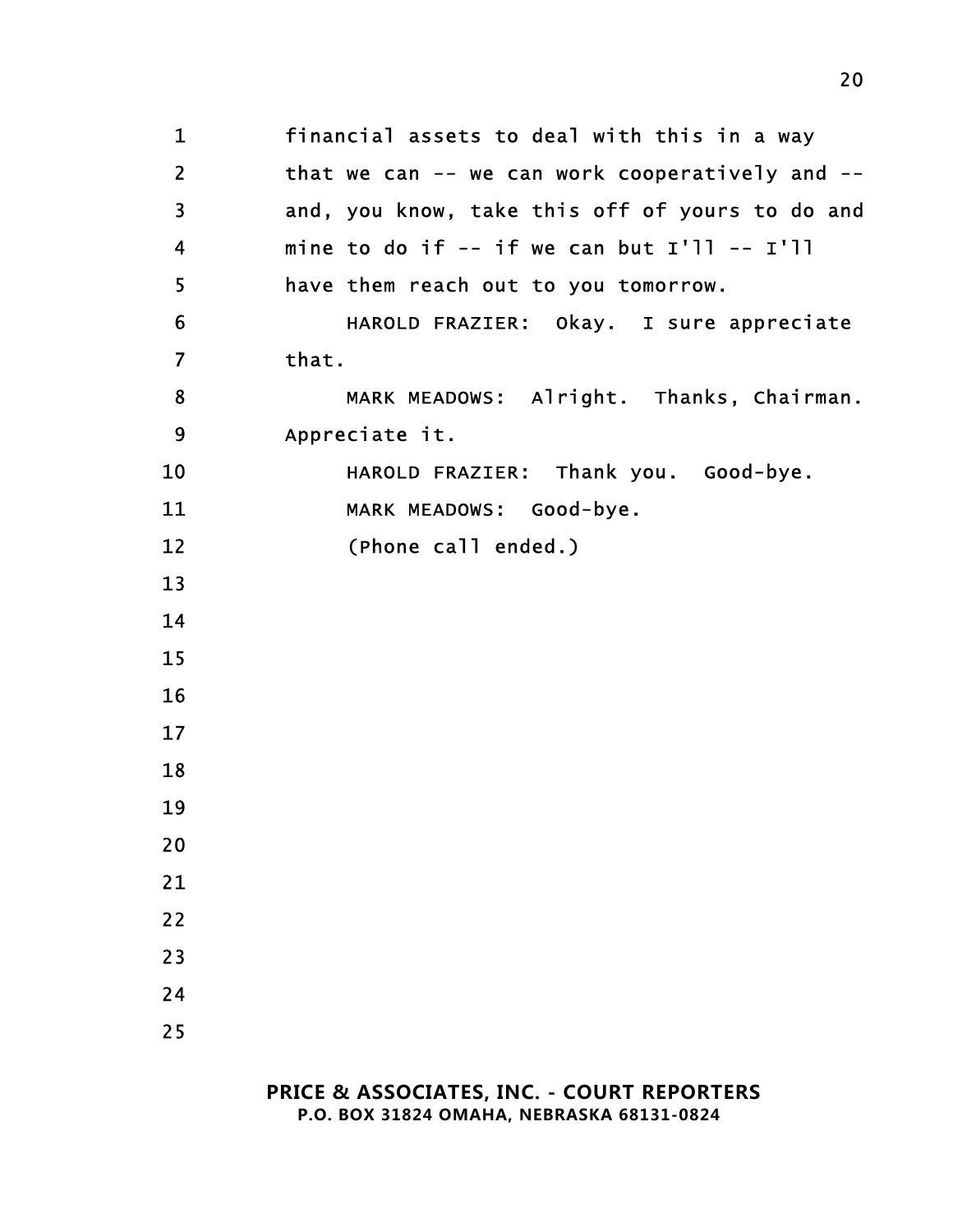1 financial assets to deal with this in a way
2 that we can -- we can work cooperatively and --
3 and, you know, take this off of yours to do and
4 mine to do if -- if we can but I'll -- I'll
5 have them reach out to you tomorrow.
6 HAROLD FRAZIER: Okay. I sure appreciate
7 that.
8 MARK MEADOWS: Alright. Thanks, Chairman.
9 Appreciate it.
10 HAROLD FRAZIER: Thank you. Good-bye.
11 MARK MEADOWS: Good-bye.
12 (Phone call ended.)
13
14
15
16
17
18
19
20
21
22
23
24
25

**PRICE & ASSOCIATES, INC. - COURT REPORTERS**
**P.O. BOX 31824 OMAHA, NEBRASKA 68131-0824**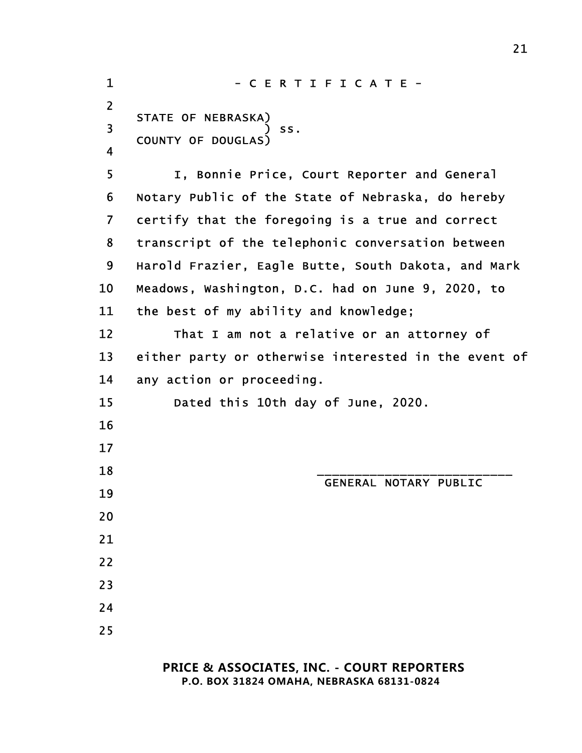# - C E R T I F I C A T E -

STATE OF NEBRASKA)
                  ) ss.
COUNTY OF DOUGLAS)

I, Bonnie Price, Court Reporter and General Notary Public of the State of Nebraska, do hereby certify that the foregoing is a true and correct transcript of the telephonic conversation between Harold Frazier, Eagle Butte, South Dakota, and Mark Meadows, Washington, D.C. had on June 9, 2020, to the best of my ability and knowledge;

That I am not a relative or an attorney of either party or otherwise interested in the event of any action or proceeding.

Dated this 10th day of June, 2020.

___________________________
GENERAL NOTARY PUBLIC

**PRICE & ASSOCIATES, INC. - COURT REPORTERS**
**P.O. BOX 31824 OMAHA, NEBRASKA 68131-0824**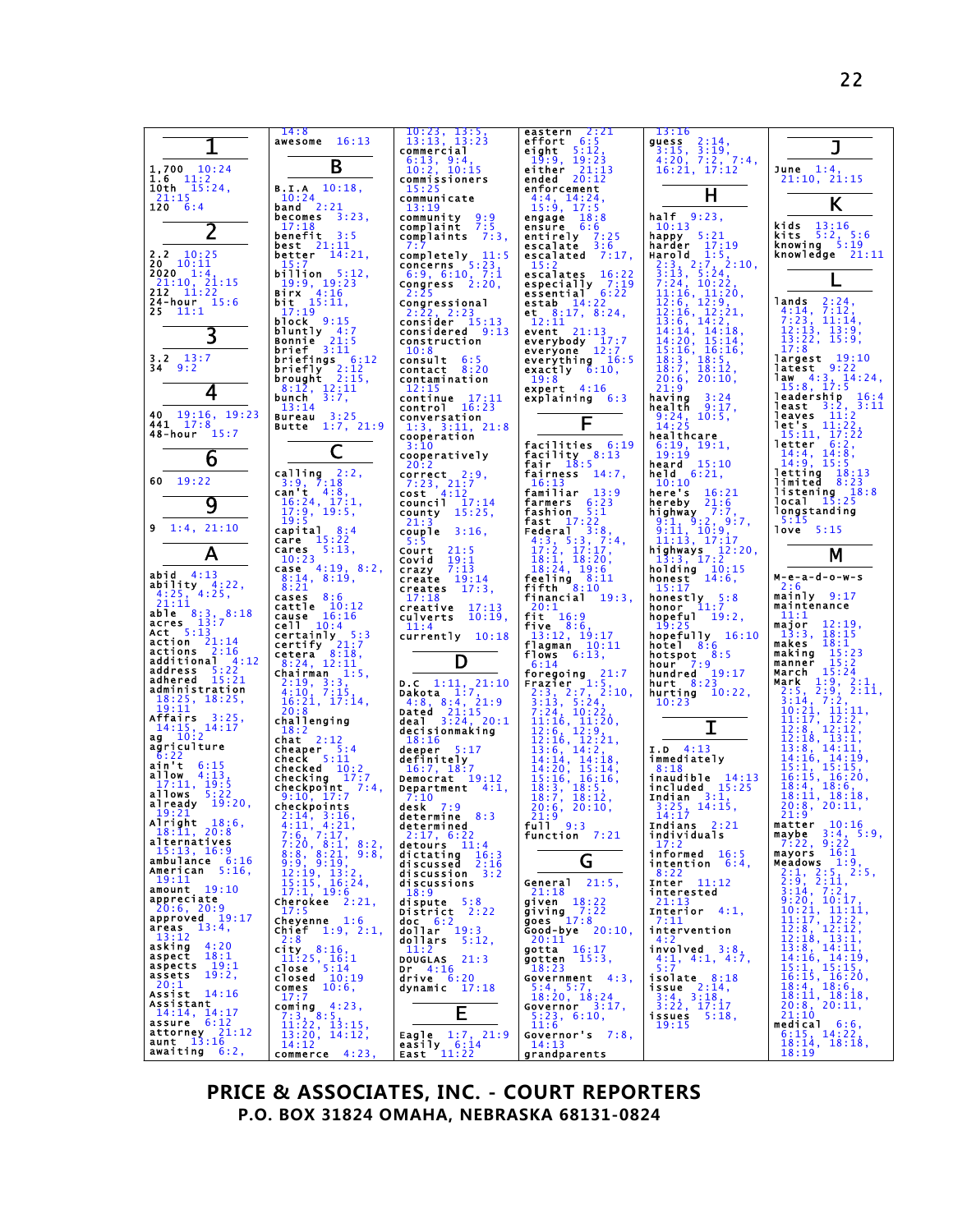## 1

1,700 10:24
1.6 11:2
10th 15:24, 21:15
120 6:4

## 2

2.2 10:25
20 10:11
2020 1:4, 21:10, 21:15
212 11:22
24-hour 15:6
25 11:1

## 3

3.2 13:7
34 9:2

## 4

40 19:16, 19:23
441 17:8
48-hour 15:7

## 6

60 19:22

## 9

9 1:4, 21:10

## A

abid 4:13
ability 4:22, 4:25, 4:25, 21:11
able 8:3, 8:18
acres 13:7
Act 5:13
action 21:14
actions 2:16
additional 4:12
address 5:22
adhered 15:21
administration 18:25, 18:25, 19:11
Affairs 3:25, 14:15, 14:17
ag 10:2
agriculture 6:22
ain't 6:15
allow 4:13, 17:11, 19:5
allows 5:22
already 19:20, 19:21
Alright 18:6, 18:11, 20:8
alternatives 15:13, 16:9
ambulance 6:16
American 5:16, 19:11
amount 19:10
appreciate 20:6, 20:9
approved 19:17
areas 13:4, 13:12
asking 4:20
aspect 18:1
aspects 19:1
assets 19:2, 20:1
Assist 14:16
Assistant 14:14, 14:17
assure 6:12
attorney 21:12
aunt 13:16
awaiting 6:2, 14:8
awesome 16:13

## B

B.I.A 10:18, 10:24
band 2:21
becomes 3:23, 17:18
benefit 3:5
best 21:11
better 14:21, 15:7
billion 5:12, 19:9, 19:23
Birx 4:16
bit 15:11, 17:19
block 9:15
bluntly 4:7
Bonnie 21:5
brief 3:11
briefings 6:12
briefly 2:12
brought 2:15, 8:12, 12:11
bunch 3:7, 13:14
Bureau 3:25
Butte 1:7, 21:9

## C

calling 2:2, 3:9, 7:18
can't 4:8, 16:24, 17:1, 17:9, 19:5, 19:5
capital 8:4
care 15:22
cares 5:13, 10:23
case 4:19, 8:2, 8:14, 8:19, 8:21
cases 8:6
cattle 10:12
cause 16:16
cell 10:4
certainly 5:3
certify 21:7
cetera 8:18, 8:24, 12:11
chairman 1:5, 2:19, 3:3, 4:10, 7:15, 16:21, 17:14, 20:8
challenging 18:2
chat 2:12
cheaper 5:4
check 5:11
checked 10:2
checking 17:7
checkpoint 7:4, 9:10, 17:7
checkpoints 2:14, 3:16, 4:11, 4:21, 7:6, 7:17, 7:20, 8:1, 8:2, 8:8, 8:21, 9:8, 9:9, 9:19, 12:19, 13:2, 15:15, 16:24, 17:1, 19:6
Cherokee 2:21, 17:5
Cheyenne 1:6
Chief 1:9, 2:1, 2:8
city 8:16, 11:25, 16:1
close 5:14
closed 10:19
comes 10:6, 17:7
coming 4:23, 7:3, 8:5, 11:22, 13:15, 13:20, 14:12, 14:12
commerce 4:23, 10:23, 13:5, 13:13, 13:23
commercial 6:13, 9:4, 10:2, 10:15
commissioners 15:25
communicate 13:19
community 9:9
complaint 7:5
complaints 7:3, 7:7
completely 11:5
concerns 5:23, 6:9, 6:10, 7:1
Congress 2:20, 2:25
Congressional 2:22, 2:23
consider 15:13
considered 9:13
construction 10:8
consult 6:5
contact 8:20
contamination 12:15
continue 17:11
control 16:23
conversation 1:3, 3:11, 21:8
cooperation 3:10
cooperatively 20:2
correct 2:9, 7:23, 21:7
cost 4:12
council 17:14
county 15:25, 21:3
couple 3:16, 5:5
Court 21:5
Covid 19:1
crazy 7:13
create 19:14
creates 17:3, 17:18
creative 17:13
culverts 10:19, 11:4
currently 10:18

## D

D.C 1:11, 21:10
Dakota 1:7, 4:8, 8:4, 21:9
Dated 21:15
deal 3:24, 20:1
decisionmaking 18:16
deeper 5:17
definitely 16:7, 18:7
Democrat 19:12
Department 4:1, 7:10
desk 7:9
determine 8:3
determined 2:17, 6:22
detours 11:4
dictating 16:3
discussed 2:16
discussion 3:2
discussions 18:9
dispute 5:8
District 2:22
doc 6:2
dollar 19:3
dollars 5:12, 11:2
DOUGLAS 21:3
Dr 4:16
drive 6:20
dynamic 17:18

## E

Eagle 1:7, 21:9
easily 6:14
East 11:22
eastern 2:21
effort 6:5
eight 5:12, 19:9, 19:23
either 21:13
ended 20:12
enforcement 4:4, 14:24, 15:9, 17:5
engage 18:8
ensure 6:6
entirely 7:25
escalate 3:6
escalated 7:17, 15:2
escalates 16:22
especially 7:19
essential 6:22
estab 14:22
et 8:17, 8:24, 12:11
event 21:13
everybody 17:7
everyone 12:7
everything 16:5
exactly 6:10, 19:8
expert 4:16
explaining 6:3

## F

facilities 6:19
facility 8:13
fair 18:5
fairness 14:7, 16:13
familiar 13:9
farmers 6:23
fashion 5:1
fast 17:22
Federal 3:8, 4:3, 5:3, 7:4, 17:2, 17:17, 18:1, 18:20, 18:24, 19:6
feeling 8:11
fifth 8:10
financial 19:3, 20:1
fit 16:9
five 8:6, 13:12, 19:17
flagman 10:11
flows 6:13, 6:14
foregoing 21:7
Frazier 1:5, 2:3, 2:7, 2:10, 3:13, 5:24, 7:24, 10:22, 11:16, 11:20, 12:6, 12:9, 12:16, 12:21, 13:6, 14:2, 14:14, 14:18, 14:20, 15:14, 15:16, 16:16, 18:3, 18:5, 18:7, 18:12, 20:6, 20:10, 21:9
full 9:3
function 7:21

## G

General 21:5, 21:18
given 18:22
giving 7:22
goes 17:8
Good-bye 20:10, 20:11
gotta 16:17
gotten 15:3, 18:23
Government 4:3, 5:4, 5:7, 18:20, 18:24
Governor 3:17, 5:23, 6:10, 11:6
Governor's 7:8, 14:13
grandparents 13:16
guess 2:14, 3:15, 3:19, 4:20, 7:2, 7:4, 16:21, 17:12

## H

half 9:23, 10:13
happy 5:21
harder 17:19
Harold 1:5, 2:3, 2:7, 2:10, 3:13, 5:24, 7:24, 10:22, 11:16, 11:20, 12:6, 12:9, 12:16, 12:21, 13:6, 14:2, 14:14, 14:18, 14:20, 15:14, 15:16, 16:16, 18:3, 18:5, 18:7, 18:12, 20:6, 20:10, 21:9
having 3:24
health 9:17, 9:24, 10:5, 14:25
healthcare 6:19, 19:1, 19:19
heard 15:10
held 6:21, 10:10
here's 16:21
hereby 21:6
highway 7:7, 9:1, 9:2, 9:7, 9:11, 10:9, 11:13, 17:17
highways 12:20, 13:3, 17:2
holding 10:15
honest 14:6, 15:17
honestly 5:8
honor 11:7
hopeful 19:2, 19:25
hopefully 16:10
hotel 8:6
hotspot 8:5
hour 7:9
hundred 19:17
hurt 8:23
hurting 10:22, 10:23

## I

I.D 4:13
immediately 8:18
inaudible 14:13
included 15:25
Indian 3:1, 3:25, 14:15, 14:17
Indians 2:21
individuals 17:2
informed 16:5
intention 6:4, 8:22
Inter 11:12
interested 21:13
Interior 4:1, 7:11
intervention 4:2
involved 3:8, 4:1, 4:1, 4:7, 5:7
isolate 8:18
issue 2:14, 3:4, 3:18, 3:22, 17:17
issues 5:18, 19:15

## J

June 1:4, 21:10, 21:15

## K

kids 13:16
kits 5:2, 5:6
knowing 5:19
knowledge 21:11

## L

lands 2:24, 4:14, 7:12, 7:23, 11:14, 12:13, 13:9, 13:22, 15:9, 17:8
largest 19:10
latest 9:22
law 4:3, 14:24, 15:8, 17:5
leadership 16:4
least 3:2, 3:11
leaves 11:2
let's 11:22, 15:11, 17:22
letter 6:2, 14:4, 14:8, 14:9, 15:5
letting 18:13
limited 8:23
listening 18:8
local 15:25
longstanding 5:15
love 5:15

## M

M-e-a-d-o-w-s 2:6
mainly 9:17
maintenance 11:1
major 12:19, 13:3, 18:15
makes 18:1
making 15:23
manner 15:2
March 15:24
Mark 1:9, 2:1, 2:5, 2:9, 2:11, 3:14, 7:2, 10:21, 11:11, 11:17, 12:2, 12:8, 12:12, 12:18, 13:1, 13:8, 14:11, 14:16, 14:19, 15:1, 15:15, 16:15, 16:20, 18:4, 18:6, 18:11, 18:18, 20:8, 20:11, 21:10
matter 10:16
maybe 3:4, 5:9, 7:22, 9:22
mayors 16:1
Meadows 1:9, 2:1, 2:5, 2:5, 2:9, 2:11, 3:14, 7:2, 9:20, 10:17, 10:21, 11:11, 11:17, 12:2, 12:8, 12:12, 12:18, 13:1, 13:8, 14:11, 14:16, 14:19, 15:1, 15:15, 16:15, 16:20, 18:4, 18:6, 18:11, 18:18, 20:8, 20:11, 21:10
medical 6:6, 6:15, 14:22, 18:14, 18:18, 18:19

PRICE & ASSOCIATES, INC. - COURT REPORTERS
P.O. BOX 31824 OMAHA, NEBRASKA 68131-0824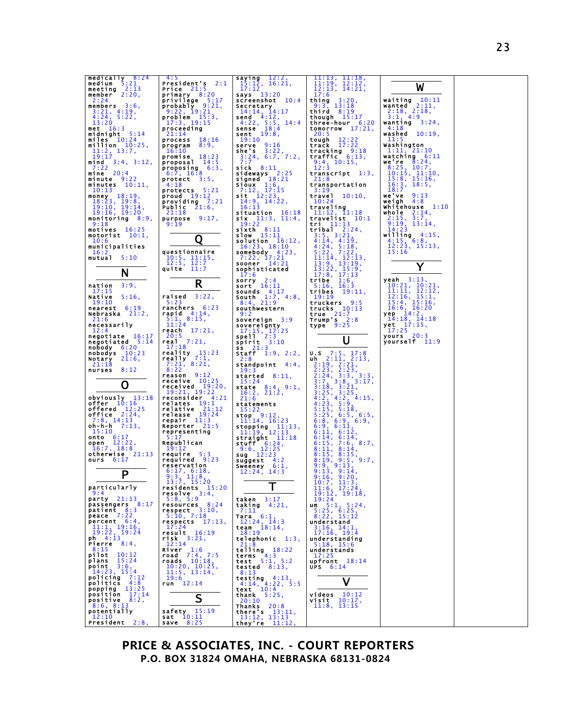medically 8:24
medium 5:21
meeting 2:13
member 2:20, 2:24
members 3:6, 3:21, 4:19, 4:24, 5:22, 13:20
met 16:3
midnight 5:14
miles 10:24
million 10:25, 11:2, 13:7, 19:17
mind 3:4, 3:12, 7:22
mine 20:4
minute 9:22
minutes 10:11, 10:13
money 18:19, 18:23, 19:8, 19:10, 19:14, 19:16, 19:20
monitoring 8:9, 9:18
motives 16:25
motorist 10:1, 10:6
municipalities 16:2
mutual 5:10

## N

nation 3:9, 17:15
Native 5:16, 19:10
nearest 6:19
Nebraska 21:2, 21:6
necessarily 12:4
negotiate 16:17
negotiated 5:14
nobody 6:20
nobodys 10:23
Notary 21:6, 21:18
nurses 8:12

## O

obviously 13:18
offer 10:16
offered 12:25
office 2:24, 7:8, 14:13
oh-h-h 7:13, 15:10
onto 6:17
open 12:22, 16:7, 18:8
otherwise 21:13
ours 6:17

## P

particularly 9:4
party 21:13
passengers 8:17
patient 8:3
peace 7:22
percent 6:4, 11:1, 19:16, 19:22, 19:24
ph 4:13
Pierre 8:4, 8:15
pilot 10:12
plans 15:24
point 3:6, 14:23, 15:4
policing 7:12
politics 4:8
popping 13:25
position 17:14
positive 8:2, 8:6, 8:13
potentially 12:10
President 2:8, 4:5
President's 2:1
Price 21:5
primary 8:20
privilege 5:17
probably 9:21, 9:22, 19:21
problem 15:3, 17:3, 19:15
proceeding 21:14
process 18:16
program 8:9, 16:10
promise 18:23
proposal 14:5
proposing 6:3, 6:7, 16:8
protect 3:5, 4:18
protects 5:21
proud 19:12
providing 7:21
Public 21:6, 21:18
purpose 9:17, 9:19

## Q

questionnaire 10:5, 11:15, 12:5, 12:7
quite 11:7

## R

raised 3:22, 5:23
ranchers 6:23
rapid 4:14, 5:1, 8:15, 11:24
reach 17:21, 20:5
real 7:21, 17:18
reality 15:23
really 7:1, 7:21, 8:21, 8:22
reason 9:12
receive 10:25
received 19:20, 19:21, 19:22
reconsider 4:21
relates 19:1
relative 21:12
release 19:24
repair 11:3
Reporter 21:5
representing 5:17
Republican 19:12
require 5:3
required 9:23
reservation 6:17, 6:18, 9:3, 11:8, 13:7, 15:20
residents 15:20
resolve 3:4, 5:8, 5:9
resources 8:24
respect 3:10, 5:10, 7:18
respects 17:13, 17:24
result 16:19
risk 3:21, 12:14
River 1:6
road 7:4, 7:5
roads 10:18, 10:20, 10:25, 11:5, 13:14, 19:6
run 12:14

## S

safety 15:19
sat 10:11
save 8:25
saying 12:2, 15:12, 16:21, 17:12
says 13:20
screenshot 10:4
Secretary 14:14, 14:17
send 4:12, 4:22, 5:5, 14:4, 7:7
sense 18:4
sent 19:8, 19:10
serve 9:16
she's 3:22, 3:24, 6:7, 7:2, 7:7
sick 8:11
sideways 2:25
signed 18:21
Sioux 1:6, 7:12, 17:15
sit 12:23, 14:9, 14:22, 16:13
situation 16:18
six 11:3, 11:4, 19:22
sixth 8:11
slow 15:11
solution 16:12, 16:23, 18:10
somebody 4:23, 7:22, 17:21
sooner 14:21
sophisticated 17:6
sorry 2:4
sort 16:11
sounds 4:17
South 1:7, 4:8, 8:4, 21:9
southwestern 9:2
sovereign 3:9
sovereignty 17:15, 17:25
spell 2:3
spirit 3:10
ss 21:3
staff 1:9, 2:2, 2:8
standpoint 4:4, 19:3
started 8:11, 15:24
state 8:4, 9:1, 16:2, 21:2, 21:6
statements 15:22
stop 9:12, 11:14, 16:23
stopping 11:13, 11:19, 12:13
straight 11:18
stuff 6:24, 9:6, 12:25
sug 12:23
suggest 4:2
Sweeney 6:1, 12:24, 14:3

## T

taken 3:17
taking 4:21, 7:11
Tara 6:1, 12:24, 14:3
team 18:14, 18:19
telephonic 1:3, 21:8
telling 18:22
terms 4:3
test 5:1, 5:2
tested 8:13, 8:13
testing 4:13, 4:14, 4:22, 5:5
text 10:4
thank 5:25, 20:10
Thanks 20:8
there's 13:11, 13:12, 13:13
they're 11:12, 11:13, 11:18, 11:19, 12:12, 12:13, 14:21, 17:6
thing 3:20, 9:3, 13:18
third 8:19
though 15:17
three-hour 6:20
tomorrow 17:21, 20:5
tough 12:22
track 17:22
tracking 9:18
traffic 6:13, 9:4, 10:15, 12:3
transcript 1:3, 21:8
transportation 3:19
travel 10:10, 10:24
traveling 11:12, 11:18
travelist 10:1
tri 11:13
tribal 2:24, 3:5, 3:21, 4:14, 4:19, 4:24, 5:18, 5:22, 7:22, 11:14, 12:13, 13:9, 13:19, 13:22, 15:9, 17:8, 17:13
tribe 1:6, 5:16, 16:3
tribes 19:11, 19:19
truckers 9:5
trucks 10:13
true 21:7
Trump's 2:8
type 9:25

## U

U.S 7:5, 17:8
uh 2:11, 2:13, 2:19, 2:21, 2:23, 2:23, 2:24, 3:3, 3:3, 3:7, 3:8, 3:17, 3:18, 3:21, 3:25, 3:25, 4:2, 4:2, 4:15, 4:23, 5:9, 5:15, 5:18, 5:25, 6:5, 6:5, 6:8, 6:9, 6:9, 6:9, 6:11, 6:11, 6:12, 6:14, 6:14, 6:15, 7:6, 8:7, 8:11, 8:14, 8:15, 8:15, 8:19, 9:5, 9:7, 9:9, 9:13, 9:13, 9:14, 9:16, 9:20, 10:7, 11:3, 11:6, 17:24, 19:12, 19:18, 19:24
um 5:1, 5:24, 5:25, 6:25, 8:22, 15:12
understand 3:16, 14:1, 17:16, 19:4
understanding 5:18, 15:6
understands 17:25
upfront 18:14
UPS 6:14

## V

videos 10:12
visit 10:17, 11:8, 13:15

## W

waiting 10:11
wanted 2:11, 2:18, 2:18, 3:1, 4:9
wanting 3:24, 4:18
washed 10:19, 11:5
Washington 1:11, 21:10
watching 6:11
we're 8:24, 8:25, 10:7, 10:15, 11:10, 15:8, 15:16, 16:3, 18:5, 18:7
we've 9:13
weigh 4:8
Whitehouse 1:10
whole 2:14, 2:15, 3:7, 9:19, 13:14, 14:23
willing 4:15, 4:15, 6:8, 12:23, 15:13, 15:16

## Y

yeah 3:13, 10:21, 10:21, 11:11, 12:12, 12:16, 15:1, 15:4, 15:16, 16:6, 16:20
yep 14:2, 14:18, 14:18
yet 17:15, 17:25
yours 20:3
yourself 11:9

**PRICE & ASSOCIATES, INC. - COURT REPORTERS**
**P.O. BOX 31824 OMAHA, NEBRASKA 68131-0824**